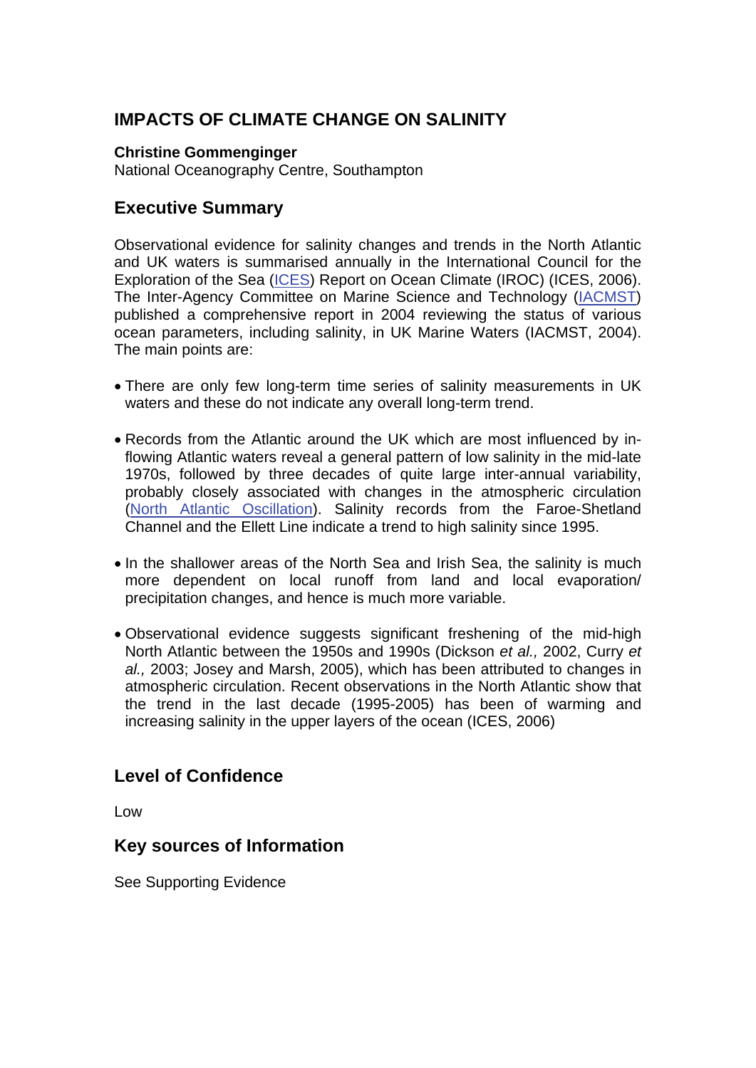# IMPACTS OF CLIMATE CHANGE ON SALINITY

**Christine Gommenginger**
National Oceanography Centre, Southampton

## Executive Summary

Observational evidence for salinity changes and trends in the North Atlantic and UK waters is summarised annually in the International Council for the Exploration of the Sea (ICES) Report on Ocean Climate (IROC) (ICES, 2006). The Inter-Agency Committee on Marine Science and Technology (IACMST) published a comprehensive report in 2004 reviewing the status of various ocean parameters, including salinity, in UK Marine Waters (IACMST, 2004). The main points are:

- There are only few long-term time series of salinity measurements in UK waters and these do not indicate any overall long-term trend.
- Records from the Atlantic around the UK which are most influenced by in-flowing Atlantic waters reveal a general pattern of low salinity in the mid-late 1970s, followed by three decades of quite large inter-annual variability, probably closely associated with changes in the atmospheric circulation (North Atlantic Oscillation). Salinity records from the Faroe-Shetland Channel and the Ellett Line indicate a trend to high salinity since 1995.
- In the shallower areas of the North Sea and Irish Sea, the salinity is much more dependent on local runoff from land and local evaporation/ precipitation changes, and hence is much more variable.
- Observational evidence suggests significant freshening of the mid-high North Atlantic between the 1950s and 1990s (Dickson *et al.,* 2002, Curry *et al.,* 2003; Josey and Marsh, 2005), which has been attributed to changes in atmospheric circulation. Recent observations in the North Atlantic show that the trend in the last decade (1995-2005) has been of warming and increasing salinity in the upper layers of the ocean (ICES, 2006)

## Level of Confidence

Low

## Key sources of Information

See Supporting Evidence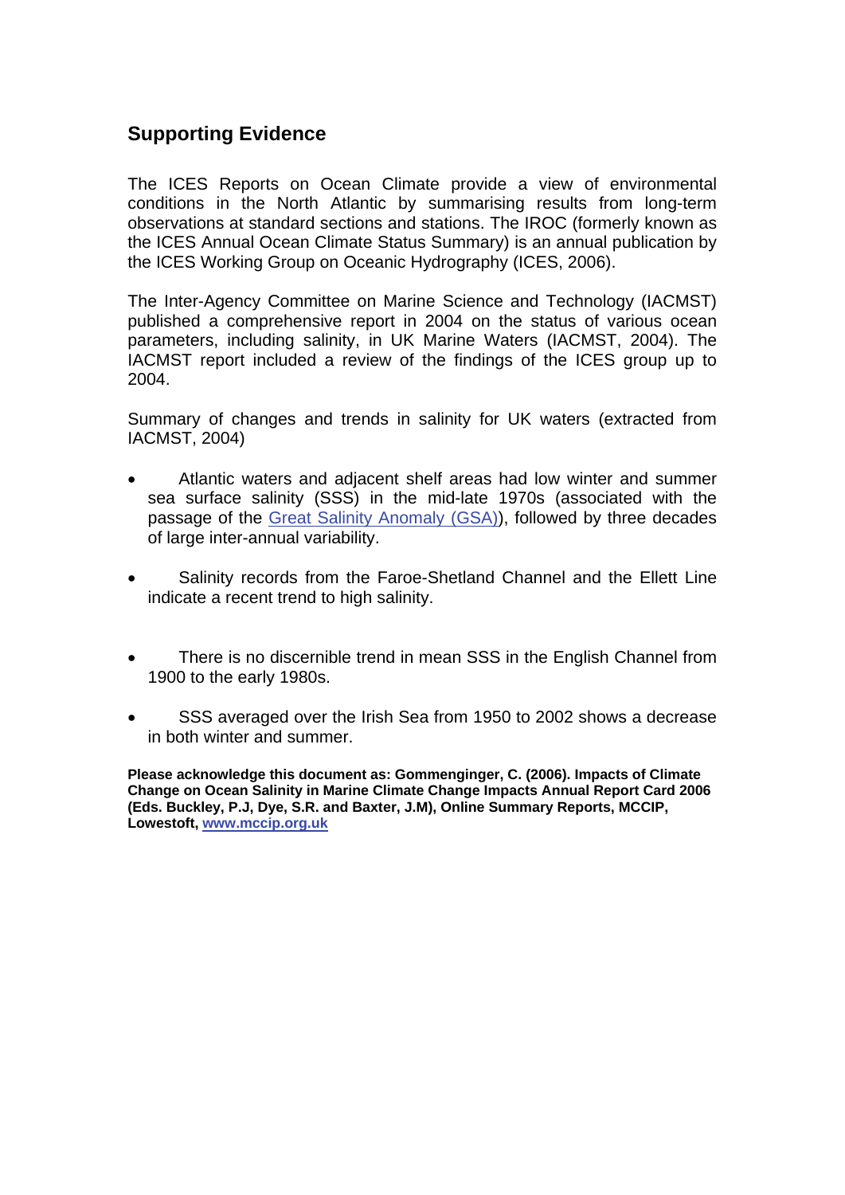## Supporting Evidence

The ICES Reports on Ocean Climate provide a view of environmental conditions in the North Atlantic by summarising results from long-term observations at standard sections and stations. The IROC (formerly known as the ICES Annual Ocean Climate Status Summary) is an annual publication by the ICES Working Group on Oceanic Hydrography (ICES, 2006).

The Inter-Agency Committee on Marine Science and Technology (IACMST) published a comprehensive report in 2004 on the status of various ocean parameters, including salinity, in UK Marine Waters (IACMST, 2004). The IACMST report included a review of the findings of the ICES group up to 2004.

Summary of changes and trends in salinity for UK waters (extracted from IACMST, 2004)

- Atlantic waters and adjacent shelf areas had low winter and summer sea surface salinity (SSS) in the mid-late 1970s (associated with the passage of the Great Salinity Anomaly (GSA)), followed by three decades of large inter-annual variability.
- Salinity records from the Faroe-Shetland Channel and the Ellett Line indicate a recent trend to high salinity.
- There is no discernible trend in mean SSS in the English Channel from 1900 to the early 1980s.
- SSS averaged over the Irish Sea from 1950 to 2002 shows a decrease in both winter and summer.

**Please acknowledge this document as: Gommenginger, C. (2006). Impacts of Climate Change on Ocean Salinity in Marine Climate Change Impacts Annual Report Card 2006 (Eds. Buckley, P.J, Dye, S.R. and Baxter, J.M), Online Summary Reports, MCCIP, Lowestoft, www.mccip.org.uk**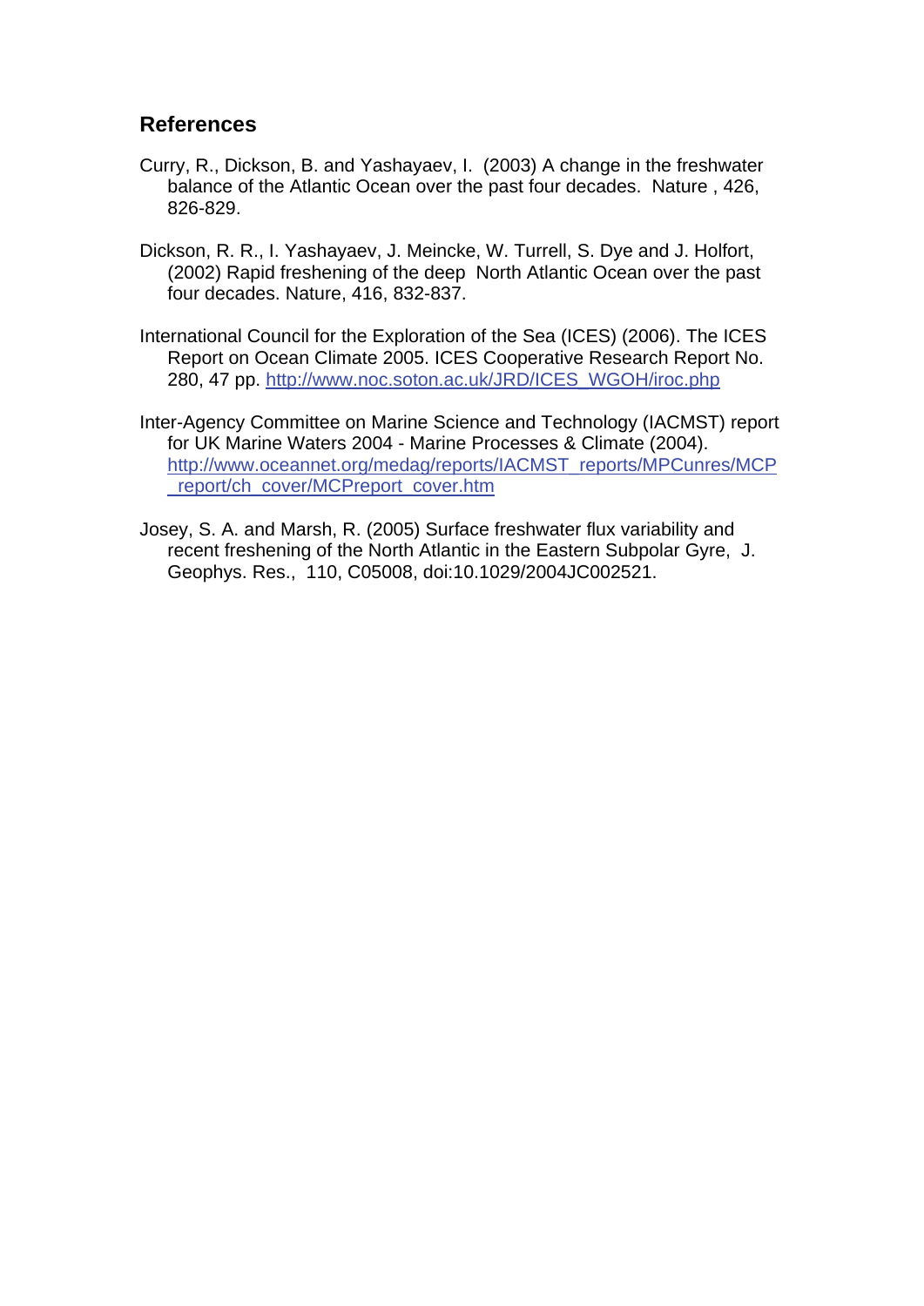## References

Curry, R., Dickson, B. and Yashayaev, I. (2003) A change in the freshwater balance of the Atlantic Ocean over the past four decades. Nature , 426, 826-829.

Dickson, R. R., I. Yashayaev, J. Meincke, W. Turrell, S. Dye and J. Holfort, (2002) Rapid freshening of the deep North Atlantic Ocean over the past four decades. Nature, 416, 832-837.

International Council for the Exploration of the Sea (ICES) (2006). The ICES Report on Ocean Climate 2005. ICES Cooperative Research Report No. 280, 47 pp. http://www.noc.soton.ac.uk/JRD/ICES_WGOH/iroc.php

Inter-Agency Committee on Marine Science and Technology (IACMST) report for UK Marine Waters 2004 - Marine Processes & Climate (2004). http://www.oceannet.org/medag/reports/IACMST_reports/MPCunres/MCP_report/ch_cover/MCPreport_cover.htm

Josey, S. A. and Marsh, R. (2005) Surface freshwater flux variability and recent freshening of the North Atlantic in the Eastern Subpolar Gyre, J. Geophys. Res., 110, C05008, doi:10.1029/2004JC002521.